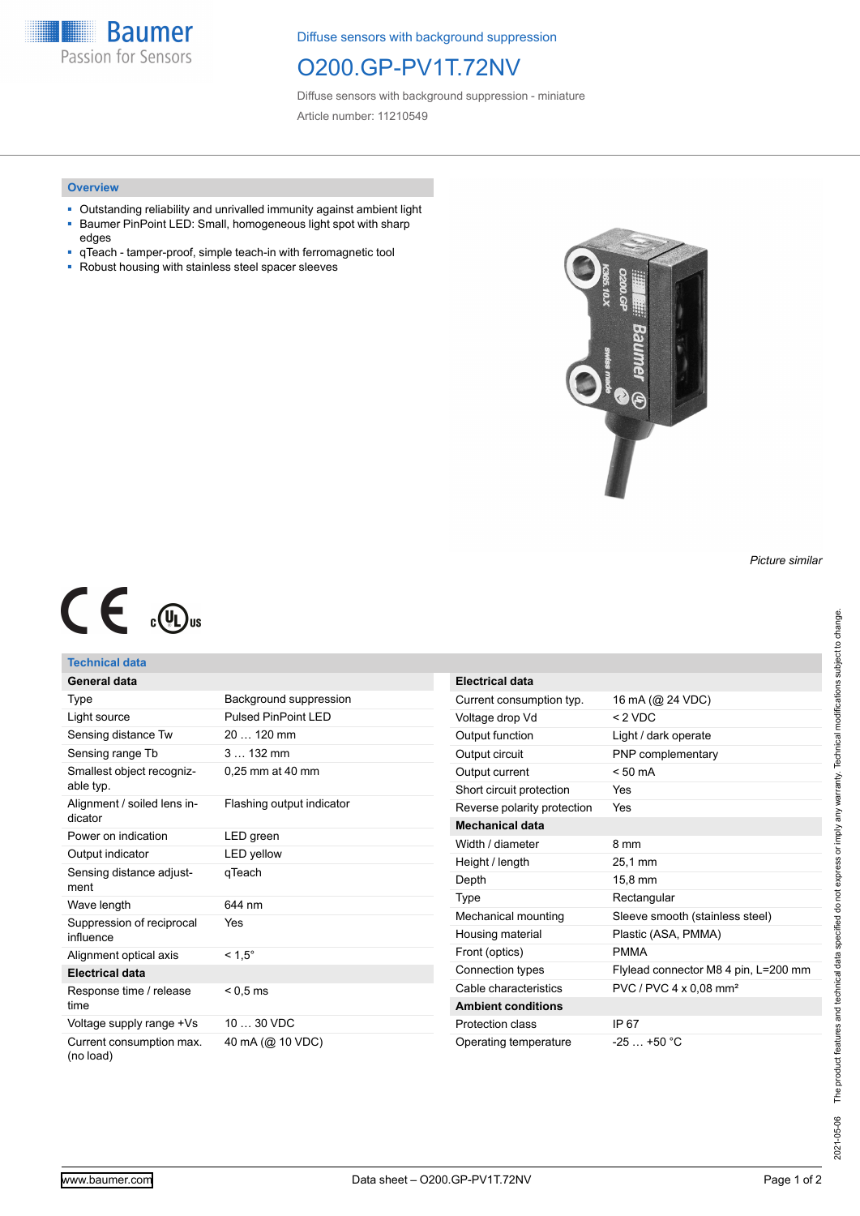Baumer
Passion for Sensors

Diffuse sensors with background suppression

# O200.GP-PV1T.72NV

Diffuse sensors with background suppression - miniature

Article number: 11210549

## Overview

- Outstanding reliability and unrivalled immunity against ambient light
- Baumer PinPoint LED: Small, homogeneous light spot with sharp edges
- qTeach - tamper-proof, simple teach-in with ferromagnetic tool
- Robust housing with stainless steel spacer sleeves

*Picture similar*

## Technical data

| **General data** | |
|---|---|
| Type | Background suppression |
| Light source | Pulsed PinPoint LED |
| Sensing distance Tw | 20 … 120 mm |
| Sensing range Tb | 3 … 132 mm |
| Smallest object recognizable typ. | 0,25 mm at 40 mm |
| Alignment / soiled lens indicator | Flashing output indicator |
| Power on indication | LED green |
| Output indicator | LED yellow |
| Sensing distance adjustment | qTeach |
| Wave length | 644 nm |
| Suppression of reciprocal influence | Yes |
| Alignment optical axis | < 1,5° |
| **Electrical data** | |
| Response time / release time | < 0,5 ms |
| Voltage supply range +Vs | 10 … 30 VDC |
| Current consumption max. (no load) | 40 mA (@ 10 VDC) |

| **Electrical data** | |
|---|---|
| Current consumption typ. | 16 mA (@ 24 VDC) |
| Voltage drop Vd | < 2 VDC |
| Output function | Light / dark operate |
| Output circuit | PNP complementary |
| Output current | < 50 mA |
| Short circuit protection | Yes |
| Reverse polarity protection | Yes |
| **Mechanical data** | |
| Width / diameter | 8 mm |
| Height / length | 25,1 mm |
| Depth | 15,8 mm |
| Type | Rectangular |
| Mechanical mounting | Sleeve smooth (stainless steel) |
| Housing material | Plastic (ASA, PMMA) |
| Front (optics) | PMMA |
| Connection types | Flylead connector M8 4 pin, L=200 mm |
| Cable characteristics | PVC / PVC 4 x 0,08 mm² |
| **Ambient conditions** | |
| Protection class | IP 67 |
| Operating temperature | -25 … +50 °C |

2021-05-06 The product features and technical data specified do not express or imply any warranty. Technical modifications subject to change.

www.baumer.com Data sheet – O200.GP-PV1T.72NV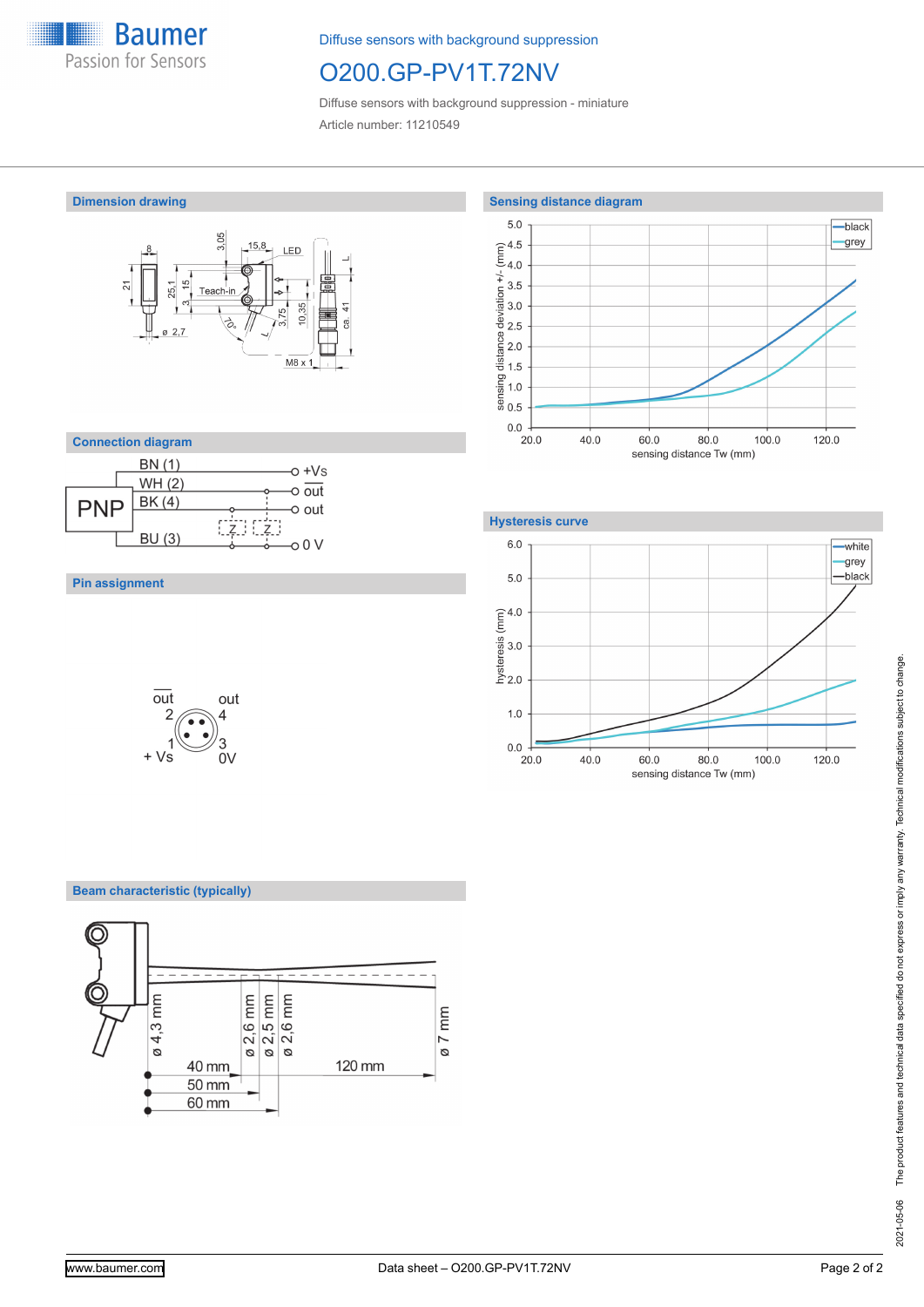Diffuse sensors with background suppression

# O200.GP-PV1T.72NV

Diffuse sensors with background suppression - miniature

Article number: 11210549

## Dimension drawing

8
21
ø 2,7
3,05
15,8
LED
25,1
15
3
Teach-in
70°
3,75
10,35
L
ca. 41
M8 x 1
L

## Sensing distance diagram

sensing distance deviation +/- (mm)
5.0
4.5
4.0
3.5
3.0
2.5
2.0
1.5
1.0
0.5
0.0
20.0
40.0
60.0
80.0
100.0
120.0
sensing distance Tw (mm)
black
grey

## Connection diagram

PNP
BN (1) +Vs
WH (2) out
BK (4) out
BU (3) 0 V
Z
Z

## Hysteresis curve

hysteresis (mm)
6.0
5.0
4.0
3.0
2.0
1.0
0.0
20.0
40.0
60.0
80.0
100.0
120.0
sensing distance Tw (mm)
white
grey
black

## Pin assignment

out 2
out 4
1 + Vs
3 0V

## Beam characteristic (typically)

ø 4,3 mm
ø 2,6 mm
ø 2,5 mm
ø 2,6 mm
ø 7 mm
40 mm
50 mm
60 mm
120 mm

The product features and technical data specified do not express or imply any warranty. Technical modifications subject to change.

2021-05-06

www.baumer.com

Data sheet – O200.GP-PV1T.72NV